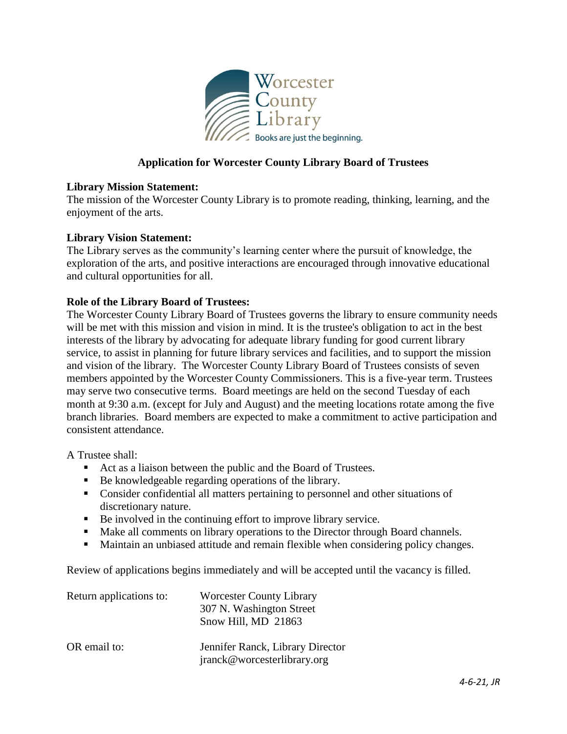Worcester County Library

Books are just the beginning.

# Application for Worcester County Library Board of Trustees

**Library Mission Statement:**
The mission of the Worcester County Library is to promote reading, thinking, learning, and the enjoyment of the arts.

**Library Vision Statement:**
The Library serves as the community's learning center where the pursuit of knowledge, the exploration of the arts, and positive interactions are encouraged through innovative educational and cultural opportunities for all.

**Role of the Library Board of Trustees:**
The Worcester County Library Board of Trustees governs the library to ensure community needs will be met with this mission and vision in mind. It is the trustee's obligation to act in the best interests of the library by advocating for adequate library funding for good current library service, to assist in planning for future library services and facilities, and to support the mission and vision of the library. The Worcester County Library Board of Trustees consists of seven members appointed by the Worcester County Commissioners. This is a five-year term. Trustees may serve two consecutive terms. Board meetings are held on the second Tuesday of each month at 9:30 a.m. (except for July and August) and the meeting locations rotate among the five branch libraries. Board members are expected to make a commitment to active participation and consistent attendance.

A Trustee shall:

- Act as a liaison between the public and the Board of Trustees.
- Be knowledgeable regarding operations of the library.
- Consider confidential all matters pertaining to personnel and other situations of discretionary nature.
- Be involved in the continuing effort to improve library service.
- Make all comments on library operations to the Director through Board channels.
- Maintain an unbiased attitude and remain flexible when considering policy changes.

Review of applications begins immediately and will be accepted until the vacancy is filled.

| | |
|---|---|
| Return applications to: | Worcester County Library<br>307 N. Washington Street<br>Snow Hill, MD 21863 |
| OR email to: | Jennifer Ranck, Library Director<br>jranck@worcesterlibrary.org |

*4-6-21, JR*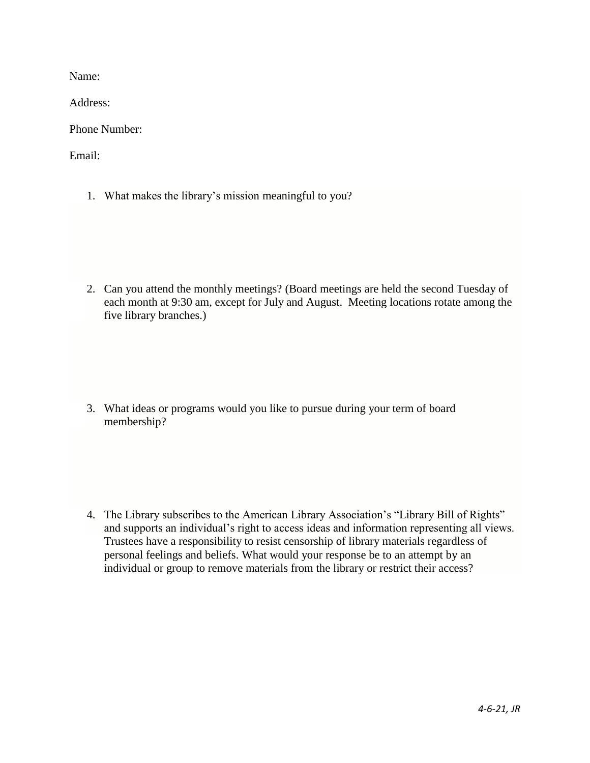Name:

Address:

Phone Number:

Email:

1. What makes the library's mission meaningful to you?

2. Can you attend the monthly meetings? (Board meetings are held the second Tuesday of each month at 9:30 am, except for July and August. Meeting locations rotate among the five library branches.)

3. What ideas or programs would you like to pursue during your term of board membership?

4. The Library subscribes to the American Library Association's "Library Bill of Rights" and supports an individual's right to access ideas and information representing all views. Trustees have a responsibility to resist censorship of library materials regardless of personal feelings and beliefs. What would your response be to an attempt by an individual or group to remove materials from the library or restrict their access?

*4-6-21, JR*